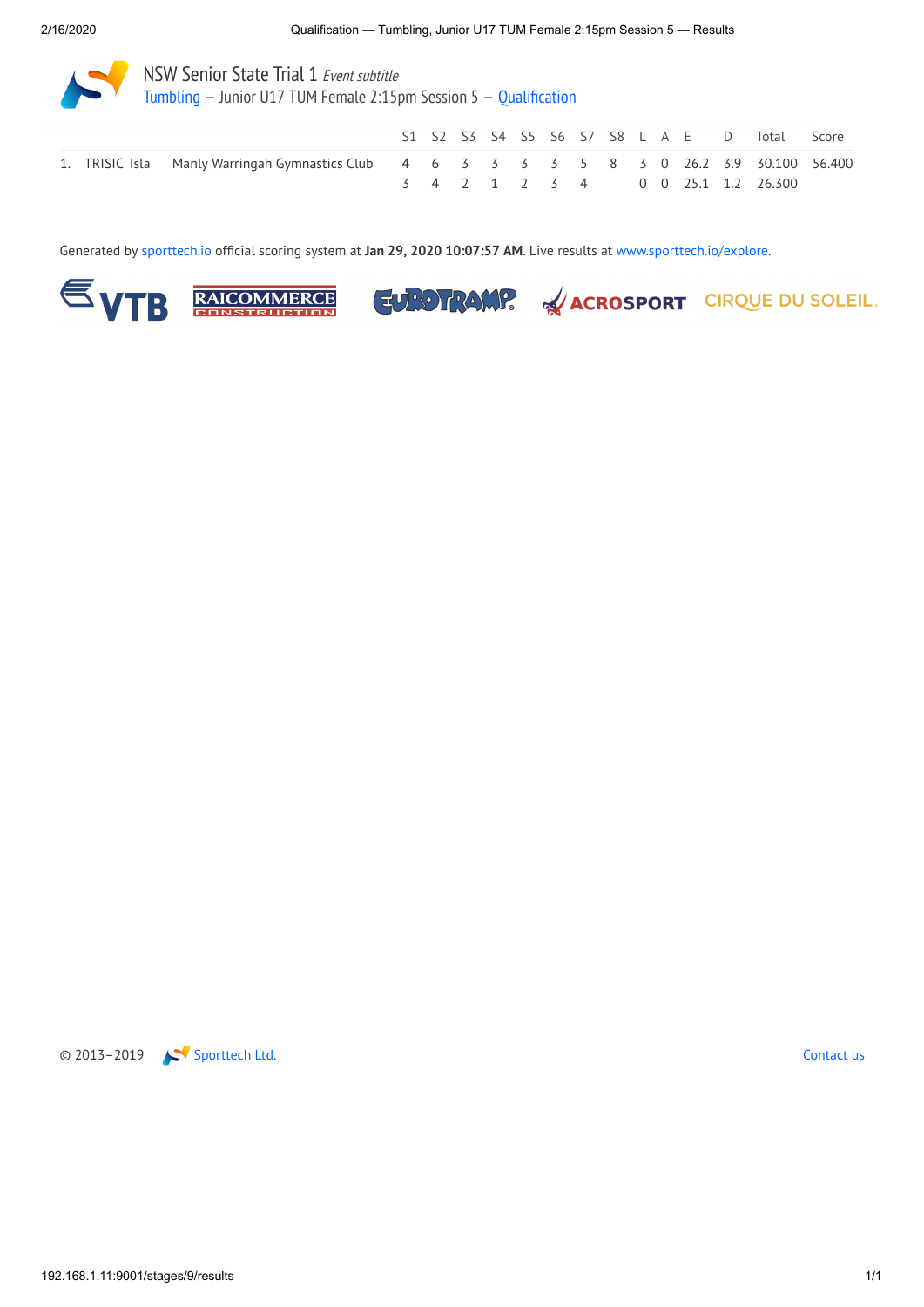# NSW Senior State Trial 1 *Event subtitle*

Tumbling – Junior U17 TUM Female 2:15pm Session 5 – Qualification

| | | | S1 | S2 | S3 | S4 | S5 | S6 | S7 | S8 | L | A | E | D | Total | Score |
|---|---|---|---|---|---|---|---|---|---|---|---|---|---|---|---|---|
| 1. | TRISIC Isla | Manly Warringah Gymnastics Club | 4 | 6 | 3 | 3 | 3 | 3 | 5 | 8 | 3 | 0 | 26.2 | 3.9 | 30.100 | 56.400 |
| | | | 3 | 4 | 2 | 1 | 2 | 3 | 4 | | 0 | 0 | 25.1 | 1.2 | 26.300 | |

Generated by sporttech.io official scoring system at **Jan 29, 2020 10:07:57 AM**. Live results at www.sporttech.io/explore.

VTB RAICOMMERCE CONSTRUCTION EUROTRAMP ACROSPORT CIRQUE DU SOLEIL.

© 2013–2019 Sporttech Ltd. Contact us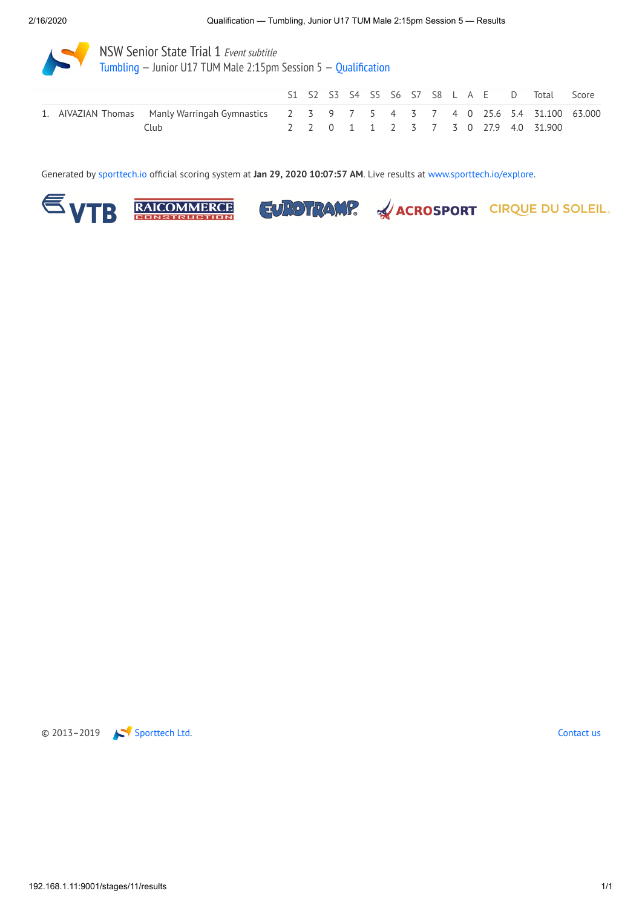# NSW Senior State Trial 1 *Event subtitle*

Tumbling – Junior U17 TUM Male 2:15pm Session 5 – Qualification

| | | | S1 | S2 | S3 | S4 | S5 | S6 | S7 | S8 | L | A | E | D | Total | Score |
|---|---|---|---|---|---|---|---|---|---|---|---|---|---|---|---|---|
| 1. | AIVAZIAN Thomas | Manly Warringah Gymnastics Club | 2 | 3 | 9 | 7 | 5 | 4 | 3 | 7 | 4 | 0 | 25.6 | 5.4 | 31.100 | 63.000 |
| | | | 2 | 2 | 0 | 1 | 1 | 2 | 3 | 7 | 3 | 0 | 27.9 | 4.0 | 31.900 | |

Generated by sporttech.io official scoring system at **Jan 29, 2020 10:07:57 AM**. Live results at www.sporttech.io/explore.

VTB RAICOMMERCE CONSTRUCTION EUROTRAMP ACROSPORT CIRQUE DU SOLEIL

© 2013–2019 Sporttech Ltd. Contact us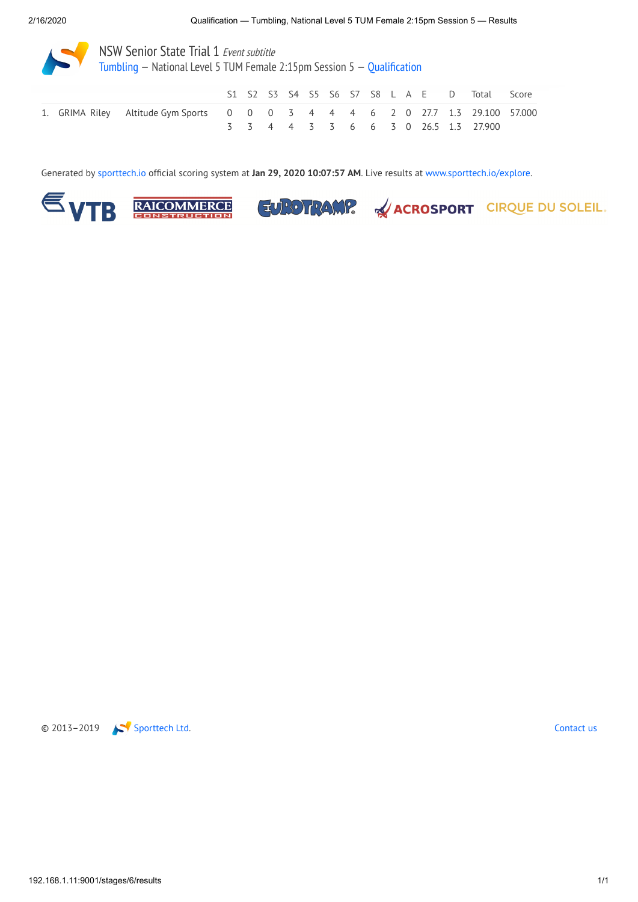# NSW Senior State Trial 1 *Event subtitle*

## Tumbling – National Level 5 TUM Female 2:15pm Session 5 – Qualification

| | | | S1 | S2 | S3 | S4 | S5 | S6 | S7 | S8 | L | A | E | D | Total | Score |
|---|---|---|---|---|---|---|---|---|---|---|---|---|---|---|---|---|
| 1. | GRIMA Riley | Altitude Gym Sports | 0 | 0 | 0 | 3 | 4 | 4 | 4 | 6 | 2 | 0 | 27.7 | 1.3 | 29.100 | 57.000 |
| | | | 3 | 3 | 4 | 4 | 3 | 3 | 6 | 6 | 3 | 0 | 26.5 | 1.3 | 27.900 | |

Generated by sporttech.io official scoring system at **Jan 29, 2020 10:07:57 AM**. Live results at www.sporttech.io/explore.

VTB RAICOMMERCE CONSTRUCTION EUROTRAMP ACROSPORT CIRQUE DU SOLEIL.

© 2013–2019 Sporttech Ltd. Contact us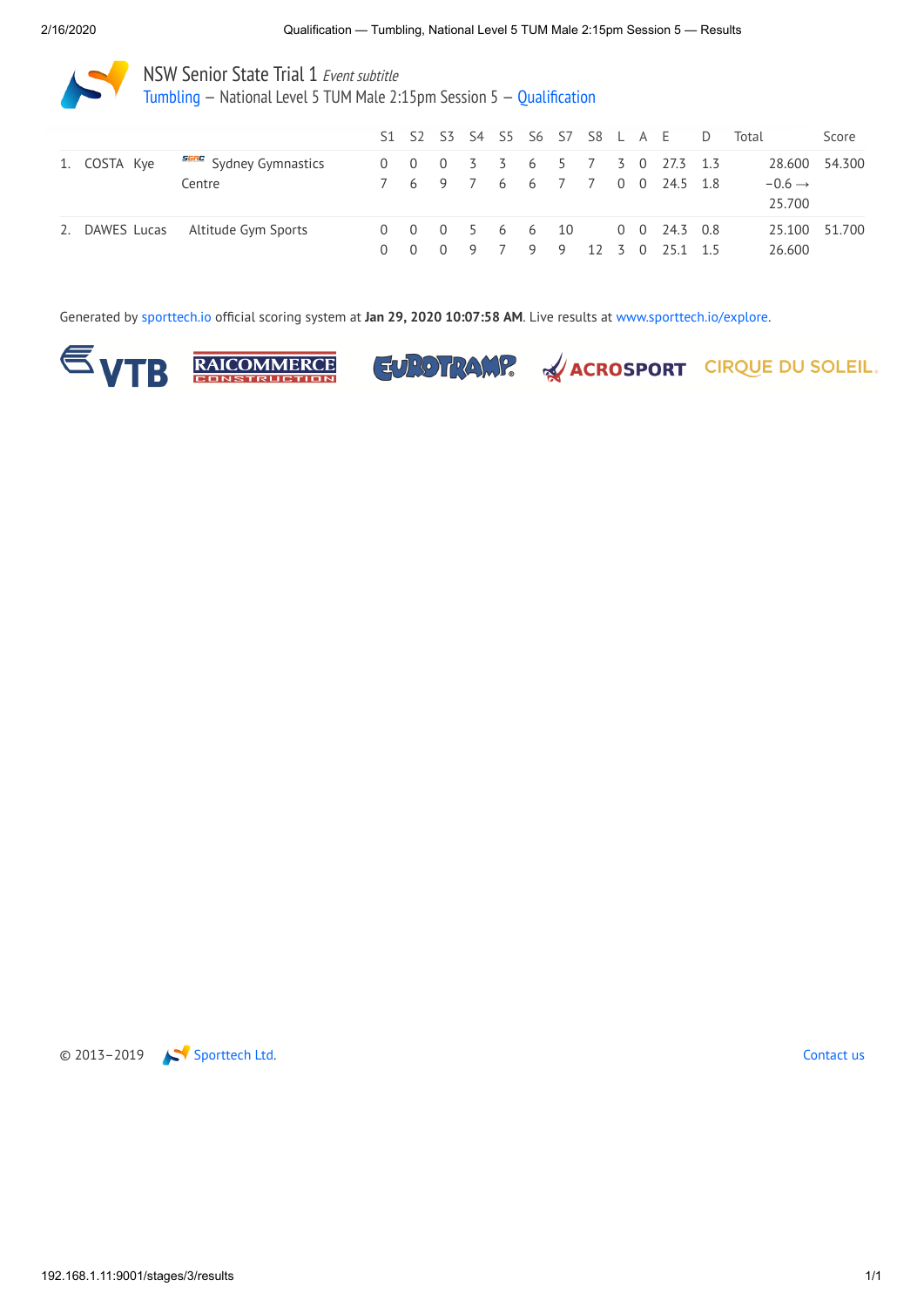# NSW Senior State Trial 1 *Event subtitle*

Tumbling — National Level 5 TUM Male 2:15pm Session 5 — Qualification

| | | | S1 | S2 | S3 | S4 | S5 | S6 | S7 | S8 | L | A | E | D | Total | Score |
|---|---|---|---|---|---|---|---|---|---|---|---|---|---|---|---|---|
| 1. | COSTA Kye | SGAC Sydney Gymnastics Centre | 0 | 0 | 0 | 3 | 3 | 6 | 5 | 7 | 3 | 0 | 27.3 | 1.3 | 28.600 | 54.300 |
| | | | 7 | 6 | 9 | 7 | 6 | 6 | 7 | 7 | 0 | 0 | 24.5 | 1.8 | −0.6 → 25.700 | |
| 2. | DAWES Lucas | Altitude Gym Sports | 0 | 0 | 0 | 5 | 6 | 6 | 10 | | 0 | 0 | 24.3 | 0.8 | 25.100 | 51.700 |
| | | | 0 | 0 | 0 | 9 | 7 | 9 | 9 | 12 | 3 | 0 | 25.1 | 1.5 | 26.600 | |

Generated by sporttech.io official scoring system at **Jan 29, 2020 10:07:58 AM**. Live results at www.sporttech.io/explore.

VTB RAICOMMERCE CONSTRUCTION EUROTRAMP ACROSPORT CIRQUE DU SOLEIL.

© 2013–2019 Sporttech Ltd.

Contact us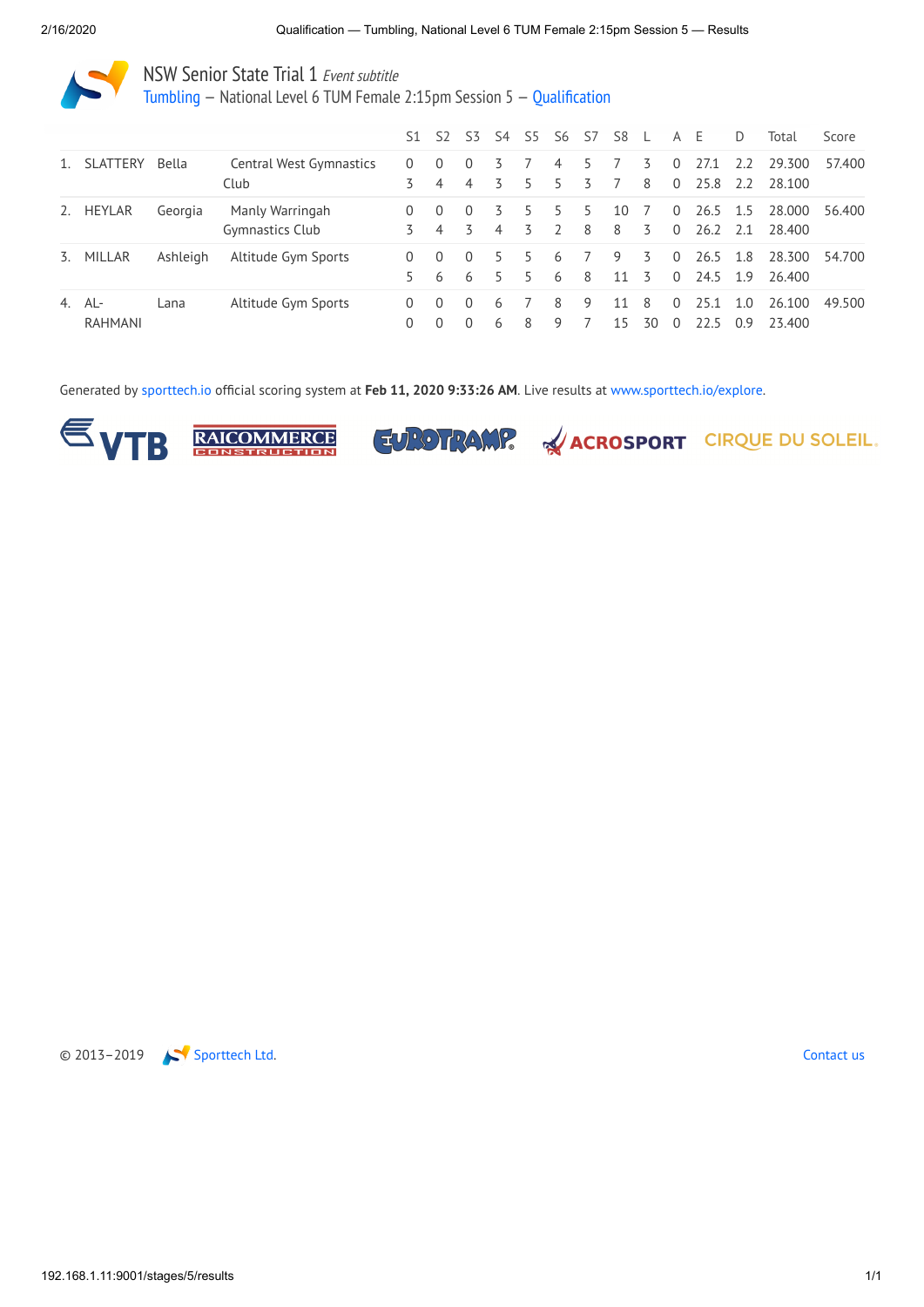# NSW Senior State Trial 1 *Event subtitle*

## Tumbling – National Level 6 TUM Female 2:15pm Session 5 – Qualification

| | | | | S1 | S2 | S3 | S4 | S5 | S6 | S7 | S8 | L | A | E | D | Total | Score |
|---|---|---|---|---|---|---|---|---|---|---|---|---|---|---|---|---|---|
| 1. | SLATTERY | Bella | Central West Gymnastics Club | 0 | 0 | 0 | 3 | 7 | 4 | 5 | 7 | 3 | 0 | 27.1 | 2.2 | 29.300 | 57.400 |
| | | | | 3 | 4 | 4 | 3 | 5 | 5 | 3 | 7 | 8 | 0 | 25.8 | 2.2 | 28.100 | |
| 2. | HEYLAR | Georgia | Manly Warringah Gymnastics Club | 0 | 0 | 0 | 3 | 5 | 5 | 5 | 10 | 7 | 0 | 26.5 | 1.5 | 28.000 | 56.400 |
| | | | | 3 | 4 | 3 | 4 | 3 | 2 | 8 | 8 | 3 | 0 | 26.2 | 2.1 | 28.400 | |
| 3. | MILLAR | Ashleigh | Altitude Gym Sports | 0 | 0 | 0 | 5 | 5 | 6 | 7 | 9 | 3 | 0 | 26.5 | 1.8 | 28.300 | 54.700 |
| | | | | 5 | 6 | 6 | 5 | 5 | 6 | 8 | 11 | 3 | 0 | 24.5 | 1.9 | 26.400 | |
| 4. | AL-RAHMANI | Lana | Altitude Gym Sports | 0 | 0 | 0 | 6 | 7 | 8 | 9 | 11 | 8 | 0 | 25.1 | 1.0 | 26.100 | 49.500 |
| | | | | 0 | 0 | 0 | 6 | 8 | 9 | 7 | 15 | 30 | 0 | 22.5 | 0.9 | 23.400 | |

Generated by sporttech.io official scoring system at **Feb 11, 2020 9:33:26 AM**. Live results at www.sporttech.io/explore.

VTB RAICOMMERCE CONSTRUCTION EUROTRAMP ACROSPORT CIRQUE DU SOLEIL.

© 2013–2019 Sporttech Ltd. Contact us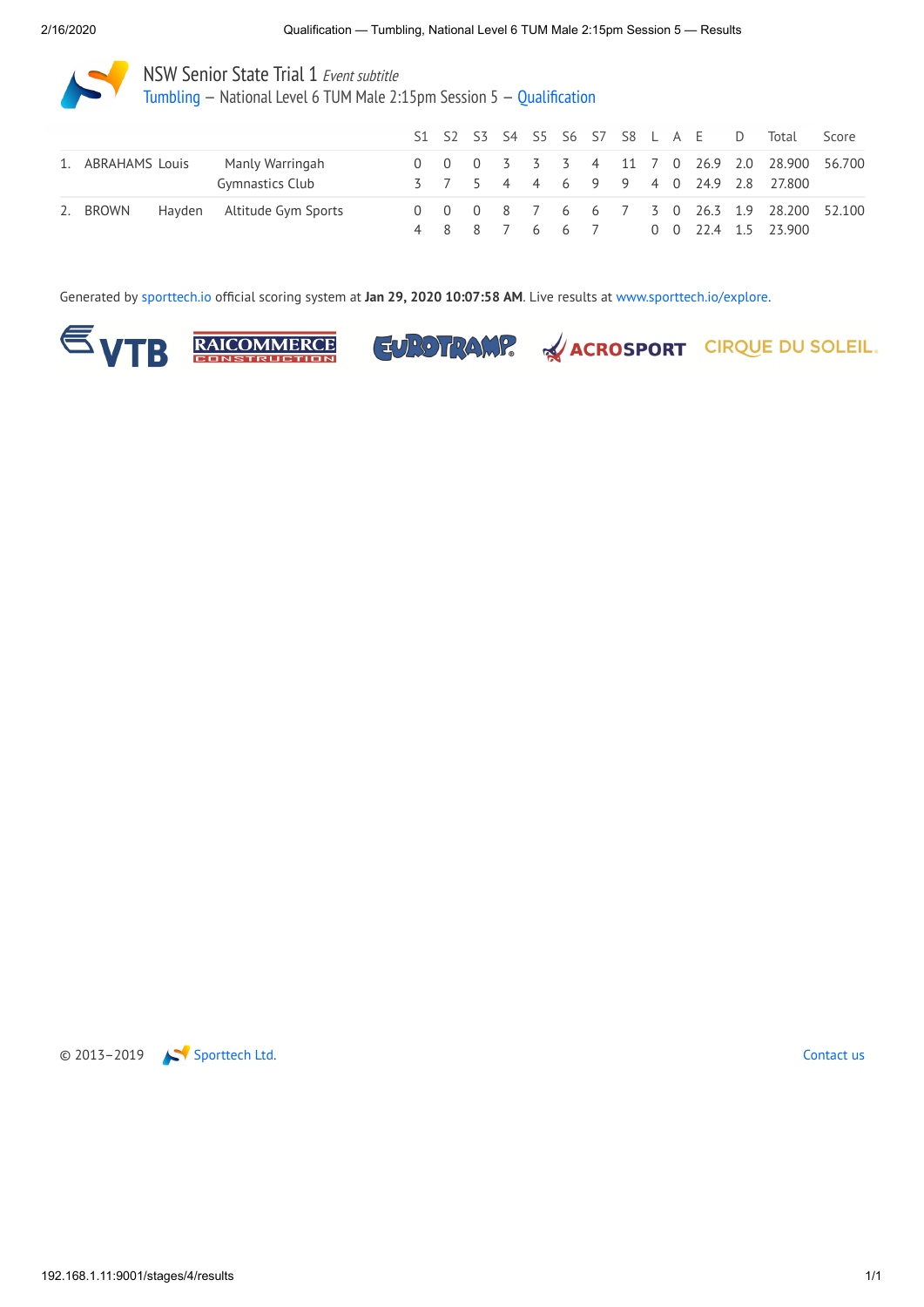# NSW Senior State Trial 1 *Event subtitle*

## Tumbling — National Level 6 TUM Male 2:15pm Session 5 — Qualification

| | | | | S1 | S2 | S3 | S4 | S5 | S6 | S7 | S8 | L | A | E | D | Total | Score |
|---|---|---|---|---|---|---|---|---|---|---|---|---|---|---|---|---|---|
| 1. | ABRAHAMS | Louis | Manly Warringah Gymnastics Club | 0 | 0 | 0 | 3 | 3 | 3 | 4 | 11 | 7 | 0 | 26.9 | 2.0 | 28.900 | 56.700 |
| | | | | 3 | 7 | 5 | 4 | 4 | 6 | 9 | 9 | 4 | 0 | 24.9 | 2.8 | 27.800 | |
| 2. | BROWN | Hayden | Altitude Gym Sports | 0 | 0 | 0 | 8 | 7 | 6 | 6 | 7 | 3 | 0 | 26.3 | 1.9 | 28.200 | 52.100 |
| | | | | 4 | 8 | 8 | 7 | 6 | 6 | 7 | | 0 | 0 | 22.4 | 1.5 | 23.900 | |

Generated by sporttech.io official scoring system at **Jan 29, 2020 10:07:58 AM**. Live results at www.sporttech.io/explore.

VTB RAICOMMERCE CONSTRUCTION EUROTRAMP ACROSPORT CIRQUE DU SOLEIL.

© 2013–2019 Sporttech Ltd.

Contact us